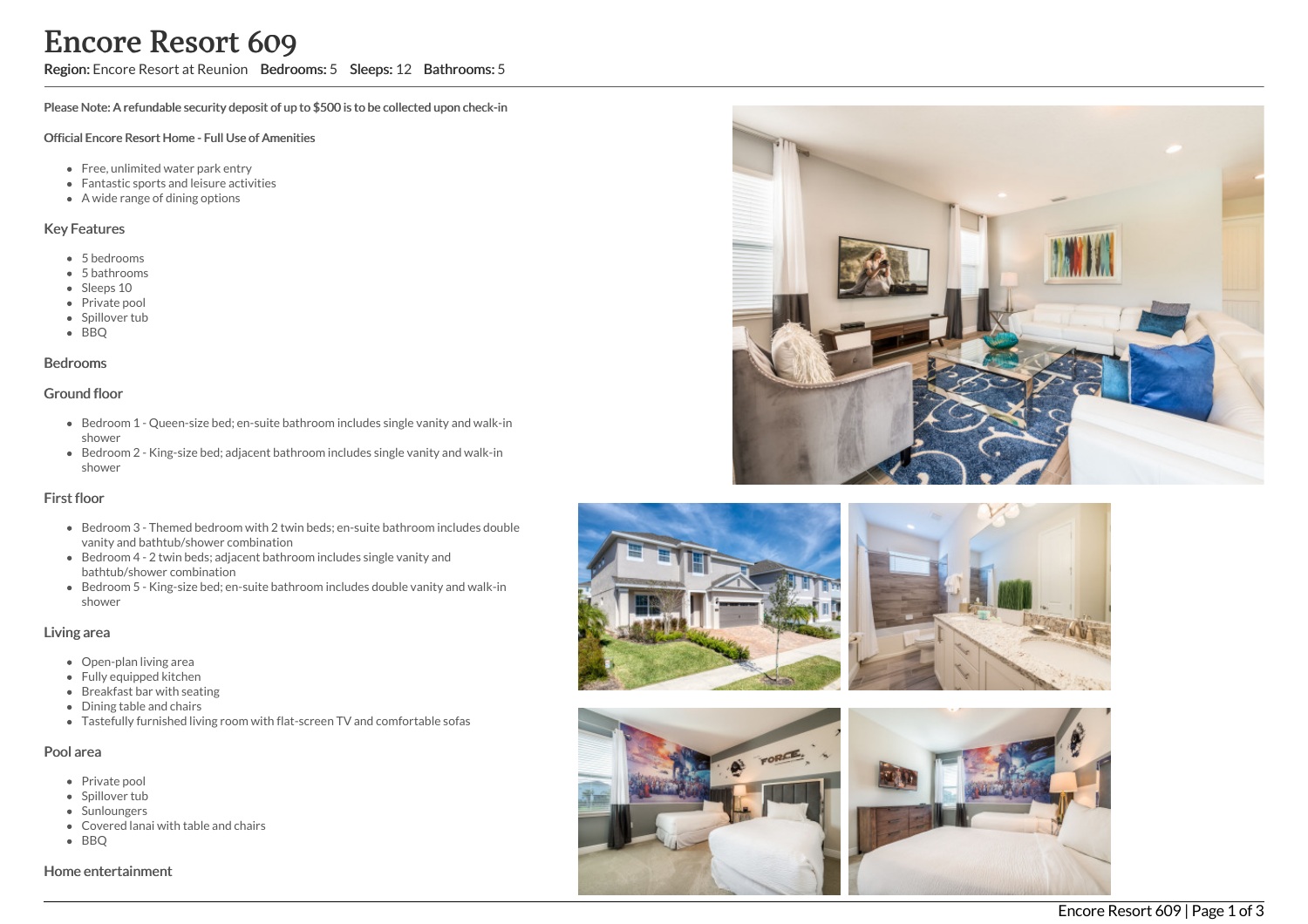# Encore Resort 609

**Region:** Encore Resort at Reunion **Bedrooms:** 5 **Sleeps:** 12 **Bathrooms:** 5

**Please Note: A refundable security deposit of up to $500 is to be collected upon check-in**

**Official Encore Resort Home - Full Use of Amenities**

- Free, unlimited water park entry
- Fantastic sports and leisure activities
- A wide range of dining options

## Key Features

- 5 bedrooms
- 5 bathrooms
- Sleeps 10
- Private pool
- Spillover tub
- BBQ

## Bedrooms

## Ground floor

- Bedroom 1 - Queen-size bed; en-suite bathroom includes single vanity and walk-in shower
- Bedroom 2 - King-size bed; adjacent bathroom includes single vanity and walk-in shower

## First floor

- Bedroom 3 - Themed bedroom with 2 twin beds; en-suite bathroom includes double vanity and bathtub/shower combination
- Bedroom 4 - 2 twin beds; adjacent bathroom includes single vanity and bathtub/shower combination
- Bedroom 5 - King-size bed; en-suite bathroom includes double vanity and walk-in shower

## Living area

- Open-plan living area
- Fully equipped kitchen
- Breakfast bar with seating
- Dining table and chairs
- Tastefully furnished living room with flat-screen TV and comfortable sofas

## Pool area

- Private pool
- Spillover tub
- Sunloungers
- Covered lanai with table and chairs
- BBQ

## Home entertainment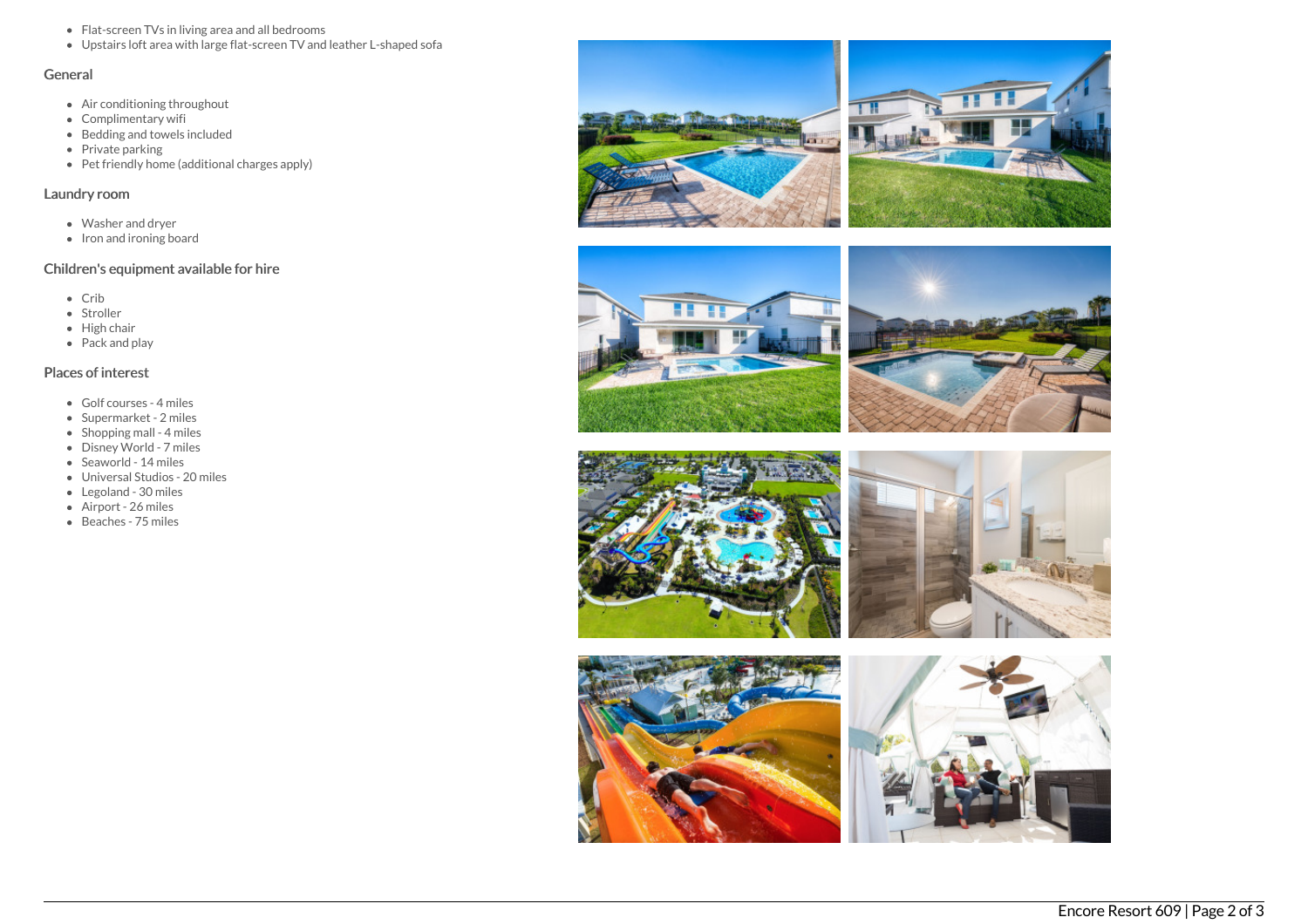- Flat-screen TVs in living area and all bedrooms
- Upstairs loft area with large flat-screen TV and leather L-shaped sofa

## General

- Air conditioning throughout
- Complimentary wifi
- Bedding and towels included
- Private parking
- Pet friendly home (additional charges apply)

## Laundry room

- Washer and dryer
- Iron and ironing board

## Children's equipment available for hire

- Crib
- Stroller
- High chair
- Pack and play

## Places of interest

- Golf courses - 4 miles
- Supermarket - 2 miles
- Shopping mall - 4 miles
- Disney World - 7 miles
- Seaworld - 14 miles
- Universal Studios - 20 miles
- Legoland - 30 miles
- Airport - 26 miles
- Beaches - 75 miles